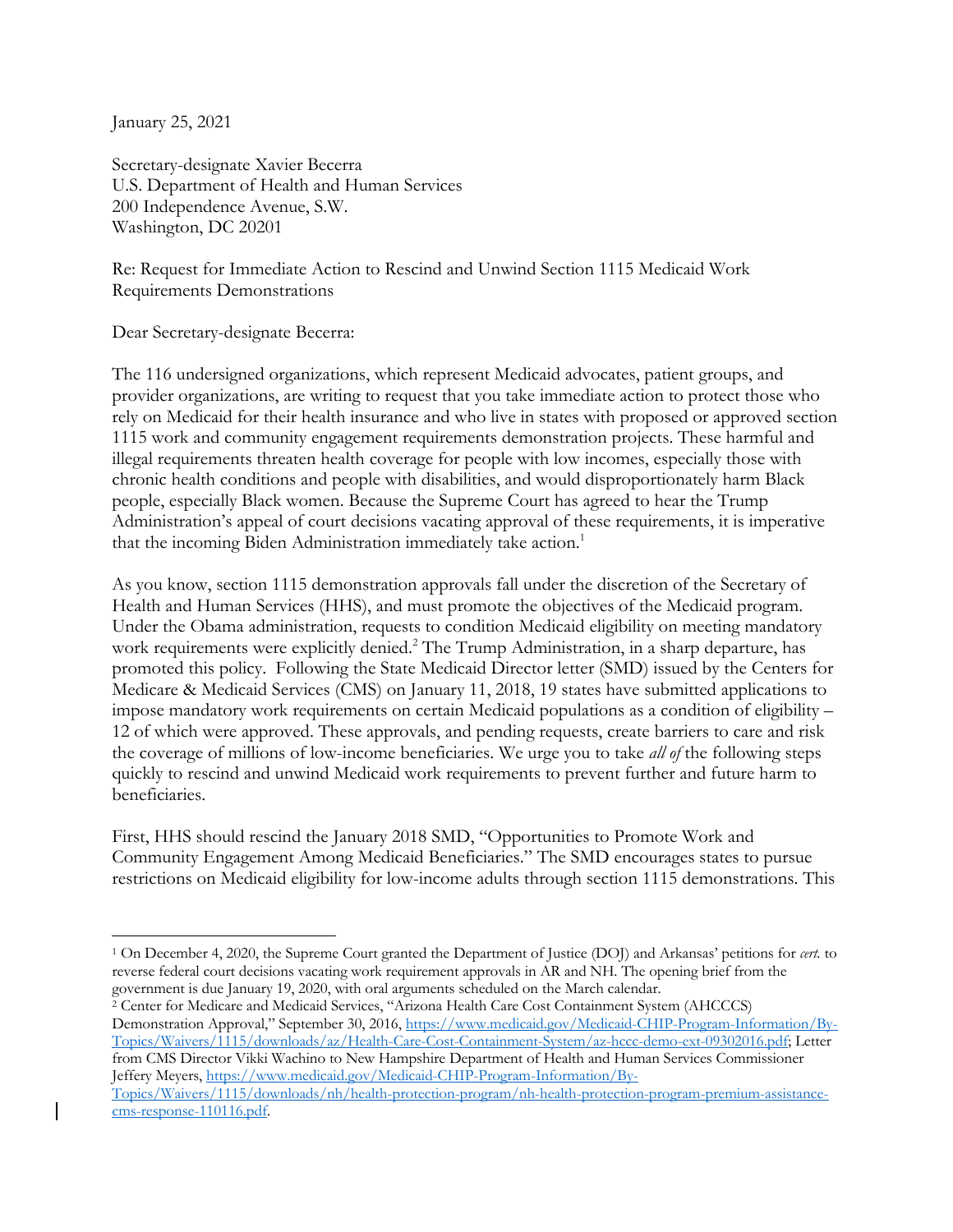January 25, 2021

Secretary-designate Xavier Becerra
U.S. Department of Health and Human Services
200 Independence Avenue, S.W.
Washington, DC 20201

Re: Request for Immediate Action to Rescind and Unwind Section 1115 Medicaid Work Requirements Demonstrations

Dear Secretary-designate Becerra:

The 116 undersigned organizations, which represent Medicaid advocates, patient groups, and provider organizations, are writing to request that you take immediate action to protect those who rely on Medicaid for their health insurance and who live in states with proposed or approved section 1115 work and community engagement requirements demonstration projects. These harmful and illegal requirements threaten health coverage for people with low incomes, especially those with chronic health conditions and people with disabilities, and would disproportionately harm Black people, especially Black women. Because the Supreme Court has agreed to hear the Trump Administration's appeal of court decisions vacating approval of these requirements, it is imperative that the incoming Biden Administration immediately take action.[1]

As you know, section 1115 demonstration approvals fall under the discretion of the Secretary of Health and Human Services (HHS), and must promote the objectives of the Medicaid program. Under the Obama administration, requests to condition Medicaid eligibility on meeting mandatory work requirements were explicitly denied.[2] The Trump Administration, in a sharp departure, has promoted this policy. Following the State Medicaid Director letter (SMD) issued by the Centers for Medicare & Medicaid Services (CMS) on January 11, 2018, 19 states have submitted applications to impose mandatory work requirements on certain Medicaid populations as a condition of eligibility – 12 of which were approved. These approvals, and pending requests, create barriers to care and risk the coverage of millions of low-income beneficiaries. We urge you to take *all of* the following steps quickly to rescind and unwind Medicaid work requirements to prevent further and future harm to beneficiaries.

First, HHS should rescind the January 2018 SMD, "Opportunities to Promote Work and Community Engagement Among Medicaid Beneficiaries." The SMD encourages states to pursue restrictions on Medicaid eligibility for low-income adults through section 1115 demonstrations. This

---

[1] On December 4, 2020, the Supreme Court granted the Department of Justice (DOJ) and Arkansas' petitions for *cert.* to reverse federal court decisions vacating work requirement approvals in AR and NH. The opening brief from the government is due January 19, 2020, with oral arguments scheduled on the March calendar.

[2] Center for Medicare and Medicaid Services, "Arizona Health Care Cost Containment System (AHCCCS) Demonstration Approval," September 30, 2016, https://www.medicaid.gov/Medicaid-CHIP-Program-Information/By-Topics/Waivers/1115/downloads/az/Health-Care-Cost-Containment-System/az-hccc-demo-ext-09302016.pdf; Letter from CMS Director Vikki Wachino to New Hampshire Department of Health and Human Services Commissioner Jeffery Meyers, https://www.medicaid.gov/Medicaid-CHIP-Program-Information/By-Topics/Waivers/1115/downloads/nh/health-protection-program/nh-health-protection-program-premium-assistance-cms-response-110116.pdf.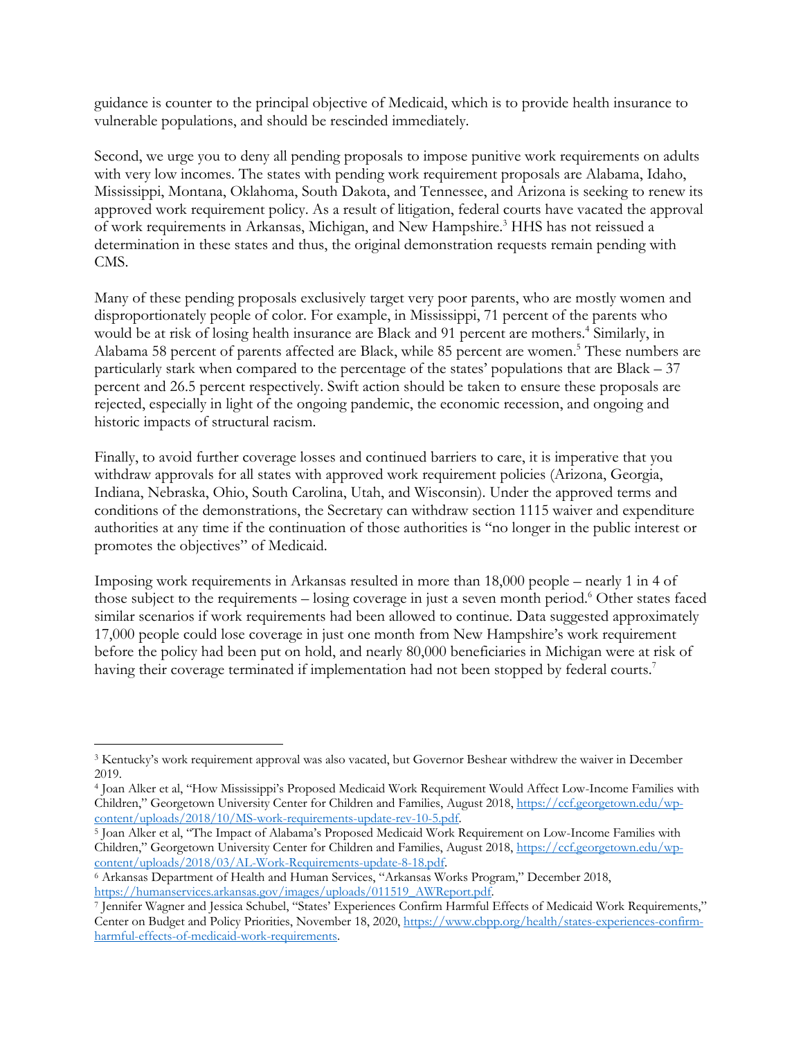guidance is counter to the principal objective of Medicaid, which is to provide health insurance to vulnerable populations, and should be rescinded immediately.

Second, we urge you to deny all pending proposals to impose punitive work requirements on adults with very low incomes. The states with pending work requirement proposals are Alabama, Idaho, Mississippi, Montana, Oklahoma, South Dakota, and Tennessee, and Arizona is seeking to renew its approved work requirement policy. As a result of litigation, federal courts have vacated the approval of work requirements in Arkansas, Michigan, and New Hampshire.[3] HHS has not reissued a determination in these states and thus, the original demonstration requests remain pending with CMS.

Many of these pending proposals exclusively target very poor parents, who are mostly women and disproportionately people of color. For example, in Mississippi, 71 percent of the parents who would be at risk of losing health insurance are Black and 91 percent are mothers.[4] Similarly, in Alabama 58 percent of parents affected are Black, while 85 percent are women.[5] These numbers are particularly stark when compared to the percentage of the states' populations that are Black – 37 percent and 26.5 percent respectively. Swift action should be taken to ensure these proposals are rejected, especially in light of the ongoing pandemic, the economic recession, and ongoing and historic impacts of structural racism.

Finally, to avoid further coverage losses and continued barriers to care, it is imperative that you withdraw approvals for all states with approved work requirement policies (Arizona, Georgia, Indiana, Nebraska, Ohio, South Carolina, Utah, and Wisconsin). Under the approved terms and conditions of the demonstrations, the Secretary can withdraw section 1115 waiver and expenditure authorities at any time if the continuation of those authorities is "no longer in the public interest or promotes the objectives" of Medicaid.

Imposing work requirements in Arkansas resulted in more than 18,000 people – nearly 1 in 4 of those subject to the requirements – losing coverage in just a seven month period.[6] Other states faced similar scenarios if work requirements had been allowed to continue. Data suggested approximately 17,000 people could lose coverage in just one month from New Hampshire's work requirement before the policy had been put on hold, and nearly 80,000 beneficiaries in Michigan were at risk of having their coverage terminated if implementation had not been stopped by federal courts.[7]

---

[3] Kentucky's work requirement approval was also vacated, but Governor Beshear withdrew the waiver in December 2019.

[4] Joan Alker et al, "How Mississippi's Proposed Medicaid Work Requirement Would Affect Low-Income Families with Children," Georgetown University Center for Children and Families, August 2018, https://ccf.georgetown.edu/wp-content/uploads/2018/10/MS-work-requirements-update-rev-10-5.pdf.

[5] Joan Alker et al, "The Impact of Alabama's Proposed Medicaid Work Requirement on Low-Income Families with Children," Georgetown University Center for Children and Families, August 2018, https://ccf.georgetown.edu/wp-content/uploads/2018/03/AL-Work-Requirements-update-8-18.pdf.

[6] Arkansas Department of Health and Human Services, "Arkansas Works Program," December 2018, https://humanservices.arkansas.gov/images/uploads/011519_AWReport.pdf.

[7] Jennifer Wagner and Jessica Schubel, "States' Experiences Confirm Harmful Effects of Medicaid Work Requirements," Center on Budget and Policy Priorities, November 18, 2020, https://www.cbpp.org/health/states-experiences-confirm-harmful-effects-of-medicaid-work-requirements.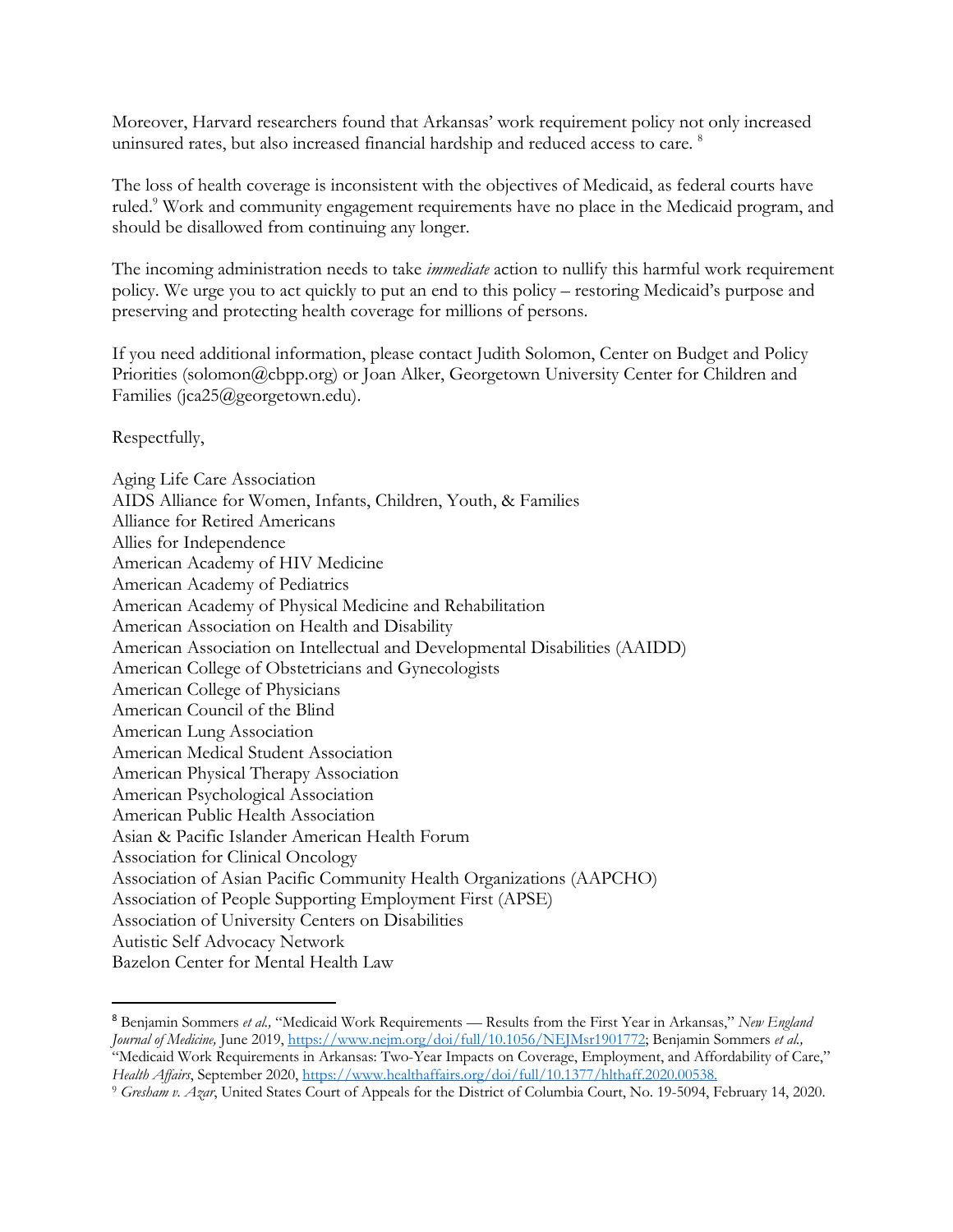Moreover, Harvard researchers found that Arkansas' work requirement policy not only increased uninsured rates, but also increased financial hardship and reduced access to care. [8]

The loss of health coverage is inconsistent with the objectives of Medicaid, as federal courts have ruled.[9] Work and community engagement requirements have no place in the Medicaid program, and should be disallowed from continuing any longer.

The incoming administration needs to take *immediate* action to nullify this harmful work requirement policy. We urge you to act quickly to put an end to this policy – restoring Medicaid's purpose and preserving and protecting health coverage for millions of persons.

If you need additional information, please contact Judith Solomon, Center on Budget and Policy Priorities (solomon@cbpp.org) or Joan Alker, Georgetown University Center for Children and Families (jca25@georgetown.edu).

Respectfully,

Aging Life Care Association
AIDS Alliance for Women, Infants, Children, Youth, & Families
Alliance for Retired Americans
Allies for Independence
American Academy of HIV Medicine
American Academy of Pediatrics
American Academy of Physical Medicine and Rehabilitation
American Association on Health and Disability
American Association on Intellectual and Developmental Disabilities (AAIDD)
American College of Obstetricians and Gynecologists
American College of Physicians
American Council of the Blind
American Lung Association
American Medical Student Association
American Physical Therapy Association
American Psychological Association
American Public Health Association
Asian & Pacific Islander American Health Forum
Association for Clinical Oncology
Association of Asian Pacific Community Health Organizations (AAPCHO)
Association of People Supporting Employment First (APSE)
Association of University Centers on Disabilities
Autistic Self Advocacy Network
Bazelon Center for Mental Health Law

---

[8] Benjamin Sommers *et al.,* "Medicaid Work Requirements — Results from the First Year in Arkansas," *New England Journal of Medicine,* June 2019, https://www.nejm.org/doi/full/10.1056/NEJMsr1901772; Benjamin Sommers *et al.,* "Medicaid Work Requirements in Arkansas: Two-Year Impacts on Coverage, Employment, and Affordability of Care," *Health Affairs*, September 2020, https://www.healthaffairs.org/doi/full/10.1377/hlthaff.2020.00538.

[9] *Gresham v. Azar*, United States Court of Appeals for the District of Columbia Court, No. 19-5094, February 14, 2020.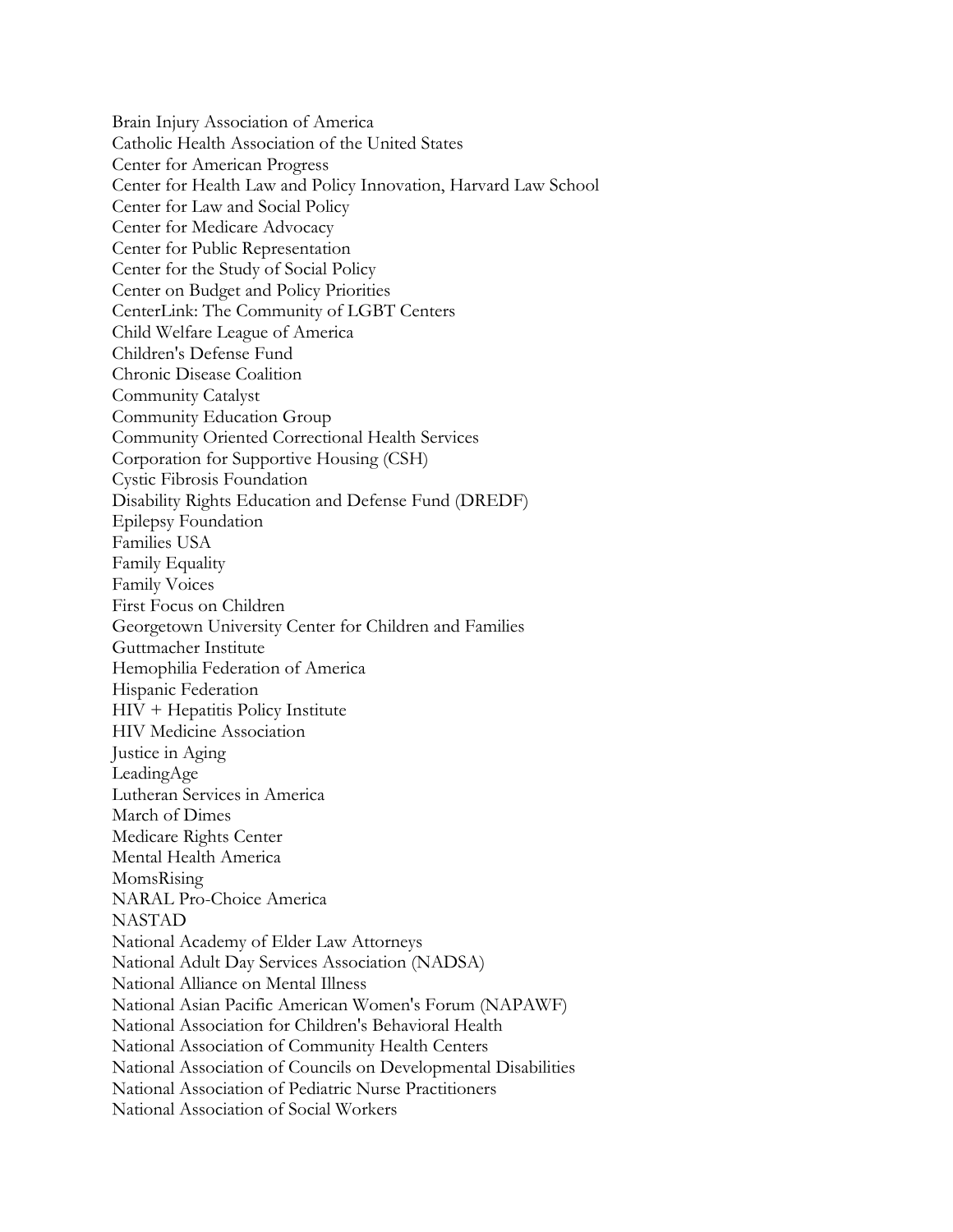Brain Injury Association of America
Catholic Health Association of the United States
Center for American Progress
Center for Health Law and Policy Innovation, Harvard Law School
Center for Law and Social Policy
Center for Medicare Advocacy
Center for Public Representation
Center for the Study of Social Policy
Center on Budget and Policy Priorities
CenterLink: The Community of LGBT Centers
Child Welfare League of America
Children's Defense Fund
Chronic Disease Coalition
Community Catalyst
Community Education Group
Community Oriented Correctional Health Services
Corporation for Supportive Housing (CSH)
Cystic Fibrosis Foundation
Disability Rights Education and Defense Fund (DREDF)
Epilepsy Foundation
Families USA
Family Equality
Family Voices
First Focus on Children
Georgetown University Center for Children and Families
Guttmacher Institute
Hemophilia Federation of America
Hispanic Federation
HIV + Hepatitis Policy Institute
HIV Medicine Association
Justice in Aging
LeadingAge
Lutheran Services in America
March of Dimes
Medicare Rights Center
Mental Health America
MomsRising
NARAL Pro-Choice America
NASTAD
National Academy of Elder Law Attorneys
National Adult Day Services Association (NADSA)
National Alliance on Mental Illness
National Asian Pacific American Women's Forum (NAPAWF)
National Association for Children's Behavioral Health
National Association of Community Health Centers
National Association of Councils on Developmental Disabilities
National Association of Pediatric Nurse Practitioners
National Association of Social Workers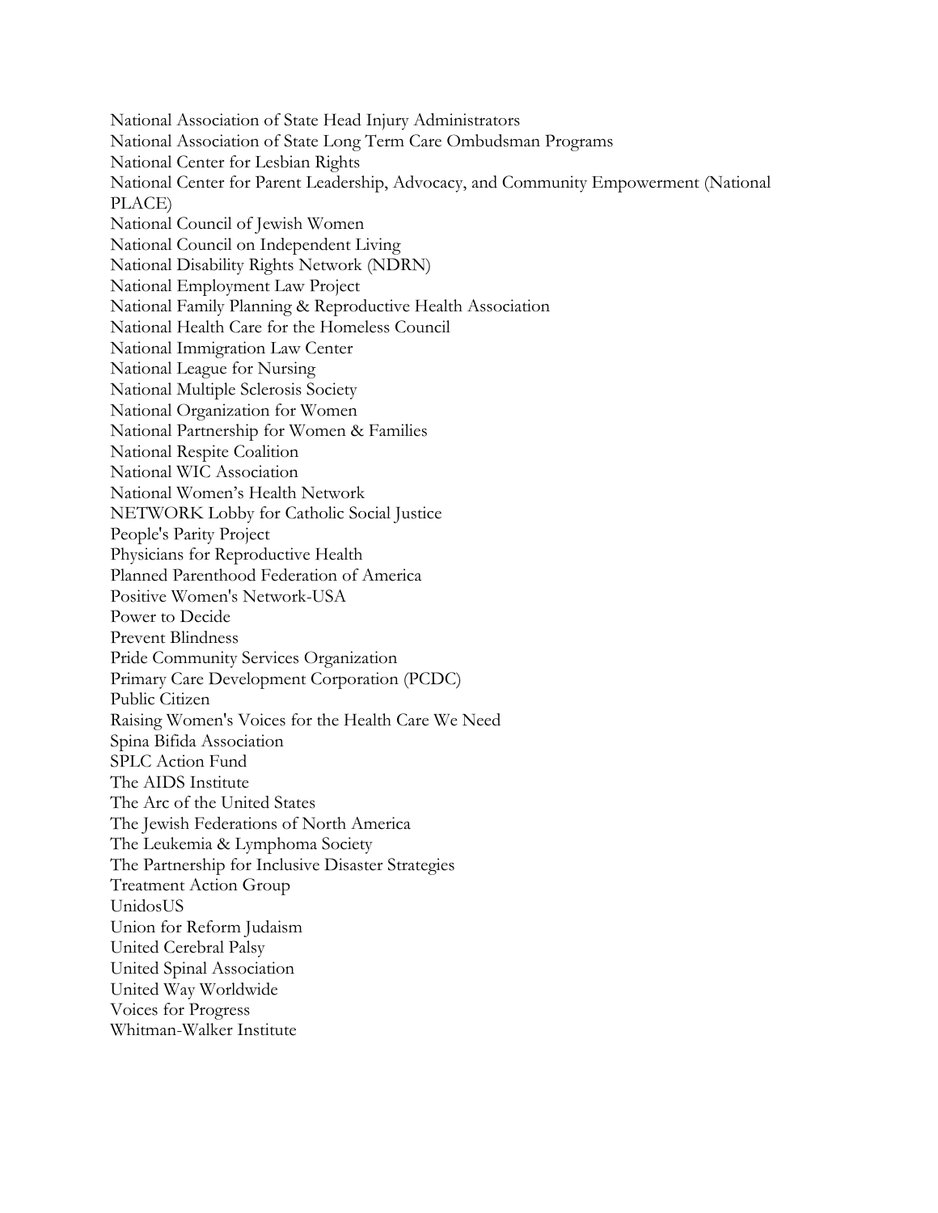National Association of State Head Injury Administrators
National Association of State Long Term Care Ombudsman Programs
National Center for Lesbian Rights
National Center for Parent Leadership, Advocacy, and Community Empowerment (National PLACE)
National Council of Jewish Women
National Council on Independent Living
National Disability Rights Network (NDRN)
National Employment Law Project
National Family Planning & Reproductive Health Association
National Health Care for the Homeless Council
National Immigration Law Center
National League for Nursing
National Multiple Sclerosis Society
National Organization for Women
National Partnership for Women & Families
National Respite Coalition
National WIC Association
National Women's Health Network
NETWORK Lobby for Catholic Social Justice
People's Parity Project
Physicians for Reproductive Health
Planned Parenthood Federation of America
Positive Women's Network-USA
Power to Decide
Prevent Blindness
Pride Community Services Organization
Primary Care Development Corporation (PCDC)
Public Citizen
Raising Women's Voices for the Health Care We Need
Spina Bifida Association
SPLC Action Fund
The AIDS Institute
The Arc of the United States
The Jewish Federations of North America
The Leukemia & Lymphoma Society
The Partnership for Inclusive Disaster Strategies
Treatment Action Group
UnidosUS
Union for Reform Judaism
United Cerebral Palsy
United Spinal Association
United Way Worldwide
Voices for Progress
Whitman-Walker Institute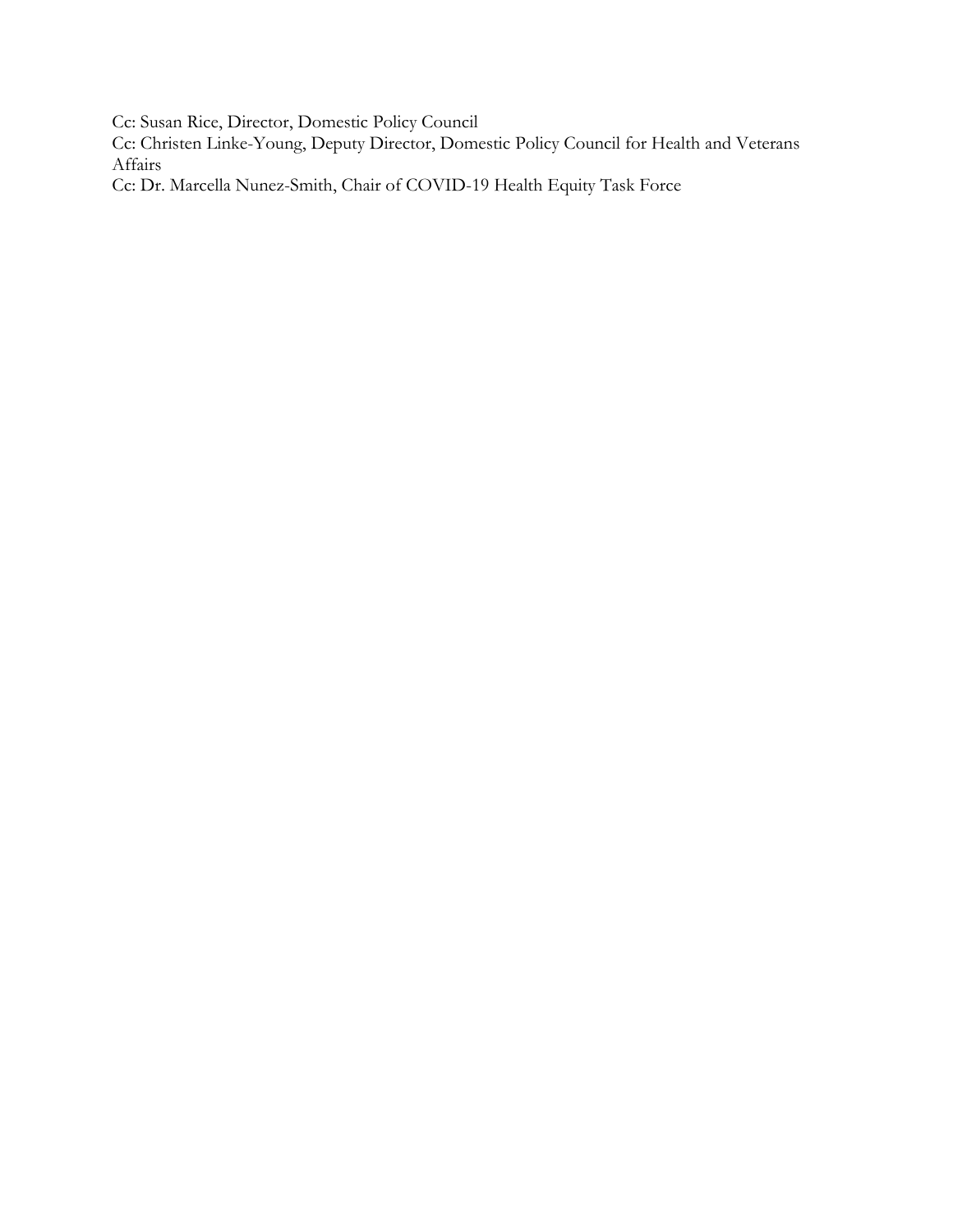Cc: Susan Rice, Director, Domestic Policy Council
Cc: Christen Linke-Young, Deputy Director, Domestic Policy Council for Health and Veterans Affairs
Cc: Dr. Marcella Nunez-Smith, Chair of COVID-19 Health Equity Task Force